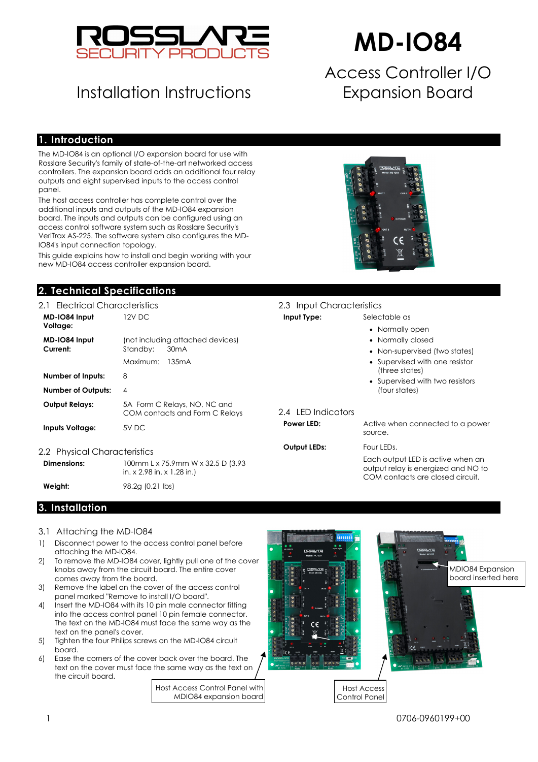# MD-IO84

## Access Controller I/O Expansion Board

Installation Instructions

## 1. Introduction

The MD-IO84 is an optional I/O expansion board for use with Rosslare Security's family of state-of-the-art networked access controllers. The expansion board adds an additional four relay outputs and eight supervised inputs to the access control panel.

The host access controller has complete control over the additional inputs and outputs of the MD-IO84 expansion board. The inputs and outputs can be configured using an access control software system such as Rosslare Security's VeriTrax AS-225. The software system also configures the MD-IO84's input connection topology.

This guide explains how to install and begin working with your new MD-IO84 access controller expansion board.

## 2. Technical Specifications

### 2.1 Electrical Characteristics

| | |
|---|---|
| **MD-IO84 Input Voltage:** | 12V DC |
| **MD-IO84 Input Current:** | (not including attached devices)<br>Standby: 30mA<br>Maximum: 135mA |
| **Number of Inputs:** | 8 |
| **Number of Outputs:** | 4 |
| **Output Relays:** | 5A Form C Relays, NO, NC and COM contacts and Form C Relays |
| **Inputs Voltage:** | 5V DC |

### 2.2 Physical Characteristics

| | |
|---|---|
| **Dimensions:** | 100mm L x 75.9mm W x 32.5 D (3.93 in. x 2.98 in. x 1.28 in.) |
| **Weight:** | 98.2g (0.21 lbs) |

### 2.3 Input Characteristics

**Input Type:** Selectable as

- Normally open
- Normally closed
- Non-supervised (two states)
- Supervised with one resistor (three states)
- Supervised with two resistors (four states)

### 2.4 LED Indicators

| | |
|---|---|
| **Power LED:** | Active when connected to a power source. |
| **Output LEDs:** | Four LEDs.<br>Each output LED is active when an output relay is energized and NO to COM contacts are closed circuit. |

## 3. Installation

### 3.1 Attaching the MD-IO84

1) Disconnect power to the access control panel before attaching the MD-IO84.
2) To remove the MD-IO84 cover, lightly pull one of the cover knobs away from the circuit board. The entire cover comes away from the board.
3) Remove the label on the cover of the access control panel marked "Remove to install I/O board".
4) Insert the MD-IO84 with its 10 pin male connector fitting into the access control panel 10 pin female connector. The text on the MD-IO84 must face the same way as the text on the panel's cover.
5) Tighten the four Philips screws on the MD-IO84 circuit board.
6) Ease the corners of the cover back over the board. The text on the cover must face the same way as the text on the circuit board.

Host Access Control Panel with MDIO84 expansion board

Host Access Control Panel

MDIO84 Expansion board inserted here

0706-0960199+00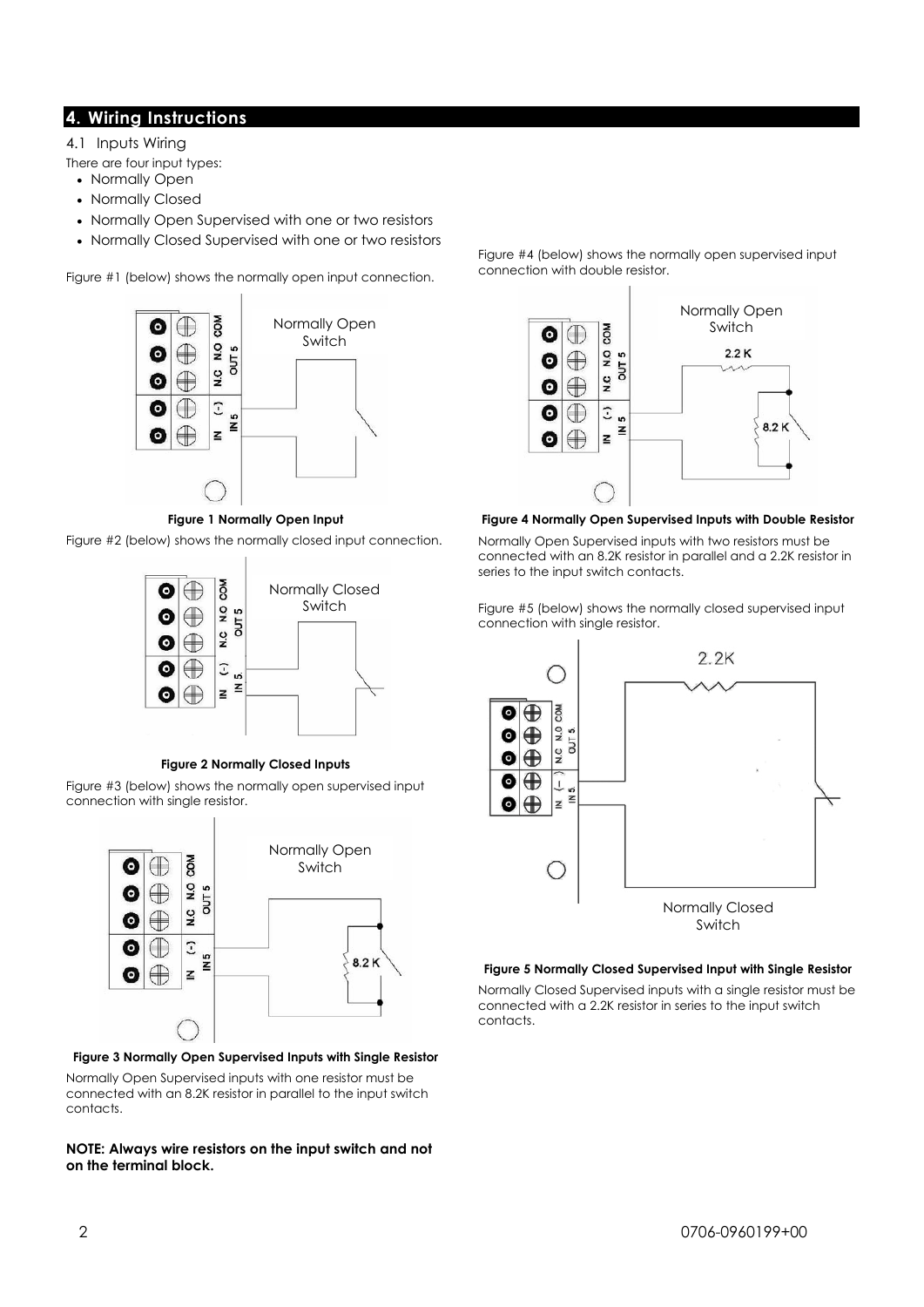## 4. Wiring Instructions

### 4.1 Inputs Wiring

There are four input types:

- Normally Open
- Normally Closed
- Normally Open Supervised with one or two resistors
- Normally Closed Supervised with one or two resistors

Figure #1 (below) shows the normally open input connection.

**Figure 1 Normally Open Input**

Figure #2 (below) shows the normally closed input connection.

**Figure 2 Normally Closed Inputs**

Figure #3 (below) shows the normally open supervised input connection with single resistor.

**Figure 3 Normally Open Supervised Inputs with Single Resistor**

Normally Open Supervised inputs with one resistor must be connected with an 8.2K resistor in parallel to the input switch contacts.

**NOTE: Always wire resistors on the input switch and not on the terminal block.**

Figure #4 (below) shows the normally open supervised input connection with double resistor.

**Figure 4 Normally Open Supervised Inputs with Double Resistor**

Normally Open Supervised inputs with two resistors must be connected with an 8.2K resistor in parallel and a 2.2K resistor in series to the input switch contacts.

Figure #5 (below) shows the normally closed supervised input connection with single resistor.

**Figure 5 Normally Closed Supervised Input with Single Resistor**

Normally Closed Supervised inputs with a single resistor must be connected with a 2.2K resistor in series to the input switch contacts.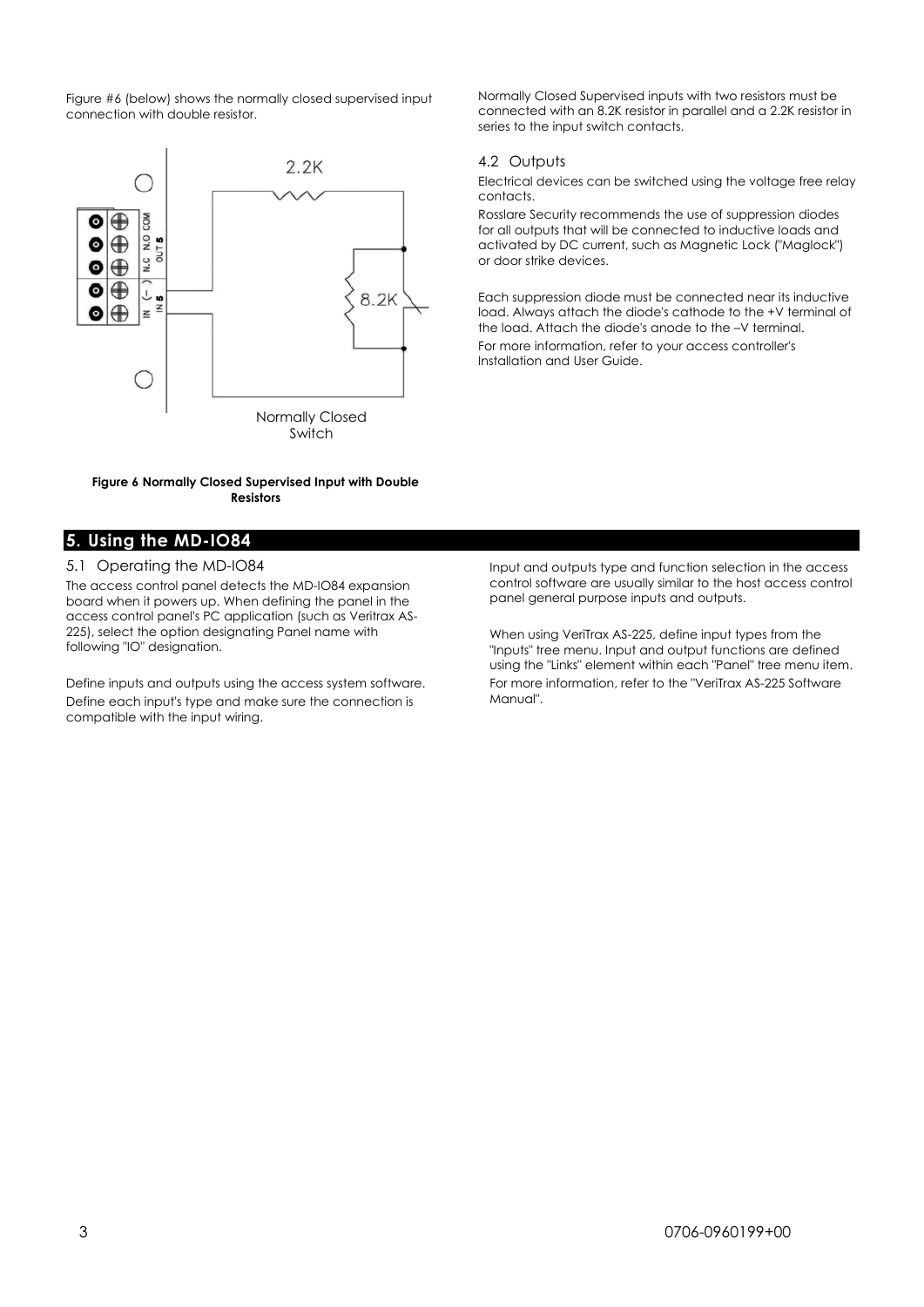Figure #6 (below) shows the normally closed supervised input connection with double resistor.

**Figure 6 Normally Closed Supervised Input with Double Resistors**

Normally Closed Supervised inputs with two resistors must be connected with an 8.2K resistor in parallel and a 2.2K resistor in series to the input switch contacts.

### 4.2 Outputs

Electrical devices can be switched using the voltage free relay contacts.

Rosslare Security recommends the use of suppression diodes for all outputs that will be connected to inductive loads and activated by DC current, such as Magnetic Lock ("Maglock") or door strike devices.

Each suppression diode must be connected near its inductive load. Always attach the diode's cathode to the +V terminal of the load. Attach the diode's anode to the –V terminal.

For more information, refer to your access controller's Installation and User Guide.

## 5. Using the MD-IO84

### 5.1 Operating the MD-IO84

The access control panel detects the MD-IO84 expansion board when it powers up. When defining the panel in the access control panel's PC application (such as Veritrax AS-225), select the option designating Panel name with following "IO" designation.

Define inputs and outputs using the access system software.

Define each input's type and make sure the connection is compatible with the input wiring.

Input and outputs type and function selection in the access control software are usually similar to the host access control panel general purpose inputs and outputs.

When using VeriTrax AS-225, define input types from the "Inputs" tree menu. Input and output functions are defined using the "Links" element within each "Panel" tree menu item.

For more information, refer to the "VeriTrax AS-225 Software Manual".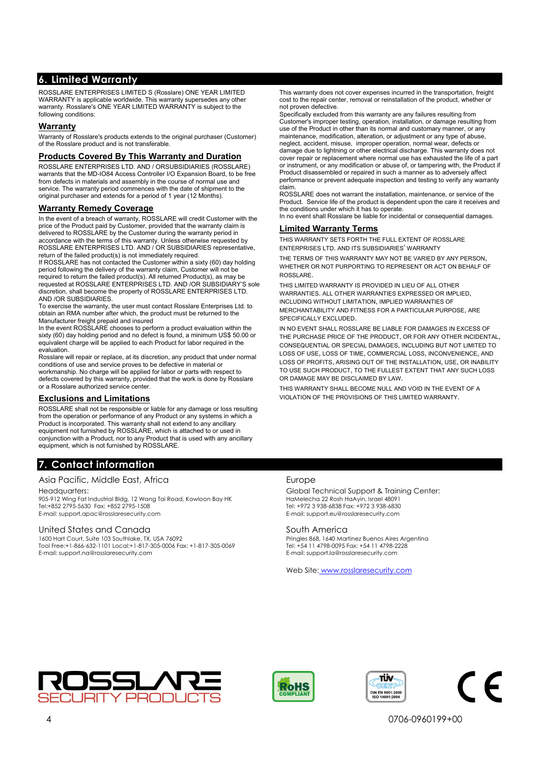## 6. Limited Warranty

ROSSLARE ENTERPRISES LIMITED S (Rosslare) ONE YEAR LIMITED WARRANTY is applicable worldwide. This warranty supersedes any other warranty. Rosslare's ONE YEAR LIMITED WARRANTY is subject to the following conditions:

### Warranty

Warranty of Rosslare's products extends to the original purchaser (Customer) of the Rosslare product and is not transferable.

### Products Covered By This Warranty and Duration

ROSSLARE ENTERPRISES LTD. AND / ORSUBSIDIARIES (ROSSLARE) warrants that the MD-IO84 Access Controller I/O Expansion Board, to be free from defects in materials and assembly in the course of normal use and service. The warranty period commences with the date of shipment to the original purchaser and extends for a period of 1 year (12 Months).

### Warranty Remedy Coverage

In the event of a breach of warranty, ROSSLARE will credit Customer with the price of the Product paid by Customer, provided that the warranty claim is delivered to ROSSLARE by the Customer during the warranty period in accordance with the terms of this warranty. Unless otherwise requested by ROSSLARE ENTERPRISES LTD. AND / OR SUBSIDIARIES representative, return of the failed product(s) is not immediately required.

If ROSSLARE has not contacted the Customer within a sixty (60) day holding period following the delivery of the warranty claim, Customer will not be required to return the failed product(s). All returned Product(s), as may be requested at ROSSLARE ENTERPRISES LTD. AND /OR SUBSIDIARY'S sole discretion, shall become the property of ROSSLARE ENTERPRISES LTD. AND /OR SUBSIDIARIES.

To exercise the warranty, the user must contact Rosslare Enterprises Ltd. to obtain an RMA number after which, the product must be returned to the Manufacturer freight prepaid and insured

In the event ROSSLARE chooses to perform a product evaluation within the sixty (60) day holding period and no defect is found, a minimum US$ 50.00 or equivalent charge will be applied to each Product for labor required in the evaluation.

Rosslare will repair or replace, at its discretion, any product that under normal conditions of use and service proves to be defective in material or workmanship. No charge will be applied for labor or parts with respect to defects covered by this warranty, provided that the work is done by Rosslare or a Rosslare authorized service center.

### Exclusions and Limitations

ROSSLARE shall not be responsible or liable for any damage or loss resulting from the operation or performance of any Product or any systems in which a Product is incorporated. This warranty shall not extend to any ancillary equipment not furnished by ROSSLARE, which is attached to or used in conjunction with a Product, nor to any Product that is used with any ancillary equipment, which is not furnished by ROSSLARE.

This warranty does not cover expenses incurred in the transportation, freight cost to the repair center, removal or reinstallation of the product, whether or not proven defective.

Specifically excluded from this warranty are any failures resulting from Customer's improper testing, operation, installation, or damage resulting from use of the Product in other than its normal and customary manner, or any maintenance, modification, alteration, or adjustment or any type of abuse, neglect, accident, misuse, improper operation, normal wear, defects or damage due to lightning or other electrical discharge. This warranty does not cover repair or replacement where normal use has exhausted the life of a part or instrument, or any modification or abuse of, or tampering with, the Product if Product disassembled or repaired in such a manner as to adversely affect performance or prevent adequate inspection and testing to verify any warranty claim.

ROSSLARE does not warrant the installation, maintenance, or service of the Product. Service life of the product is dependent upon the care it receives and the conditions under which it has to operate.

In no event shall Rosslare be liable for incidental or consequential damages.

### Limited Warranty Terms

THIS WARRANTY SETS FORTH THE FULL EXTENT OF ROSSLARE ENTERPRISES LTD. AND ITS SUBSIDIARIES' WARRANTY

THE TERMS OF THIS WARRANTY MAY NOT BE VARIED BY ANY PERSON, WHETHER OR NOT PURPORTING TO REPRESENT OR ACT ON BEHALF OF ROSSLARE.

THIS LIMITED WARRANTY IS PROVIDED IN LIEU OF ALL OTHER WARRANTIES. ALL OTHER WARRANTIES EXPRESSED OR IMPLIED, INCLUDING WITHOUT LIMITATION, IMPLIED WARRANTIES OF MERCHANTABILITY AND FITNESS FOR A PARTICULAR PURPOSE, ARE SPECIFICALLY EXCLUDED.

IN NO EVENT SHALL ROSSLARE BE LIABLE FOR DAMAGES IN EXCESS OF THE PURCHASE PRICE OF THE PRODUCT, OR FOR ANY OTHER INCIDENTAL, CONSEQUENTIAL OR SPECIAL DAMAGES, INCLUDING BUT NOT LIMITED TO LOSS OF USE, LOSS OF TIME, COMMERCIAL LOSS, INCONVENIENCE, AND LOSS OF PROFITS, ARISING OUT OF THE INSTALLATION, USE, OR INABILITY TO USE SUCH PRODUCT, TO THE FULLEST EXTENT THAT ANY SUCH LOSS OR DAMAGE MAY BE DISCLAIMED BY LAW.

THIS WARRANTY SHALL BECOME NULL AND VOID IN THE EVENT OF A VIOLATION OF THE PROVISIONS OF THIS LIMITED WARRANTY.

## 7. Contact information

### Asia Pacific, Middle East, Africa

Headquarters:
905-912 Wing Fat Industrial Bldg, 12 Wang Tai Road, Kowloon Bay HK
Tel:+852 2795-5630 Fax: +852 2795-1508
E-mail: support.apac@rosslaresecurity.com

### United States and Canada

1600 Hart Court, Suite 103 Southlake, TX, USA 76092
Tool Free:+1-866-632-1101 Local:+1-817-305-0006 Fax: +1-817-305-0069
E-mail: support.na@rosslaresecurity.com

### Europe

Global Technical Support & Training Center:
HaMelecha 22 Rosh HaAyin, Israel 48091
Tel: +972 3 938-6838 Fax: +972 3 938-6830
E-mail: support.eu@rosslaresecurity.com

### South America

Pringles 868, 1640 Martinez Buenos Aires Argentina
Tel: +54 11 4798-0095 Fax: +54 11 4798-2228
E-mail: support.la@rosslaresecurity.com

Web Site: www.rosslaresecurity.com

ROSSLARE SECURITY PRODUCTS

RoHS COMPLIANT

TÜV CERT DIN EN 9001:2000 ISO 14001:2004

CE

0706-0960199+00